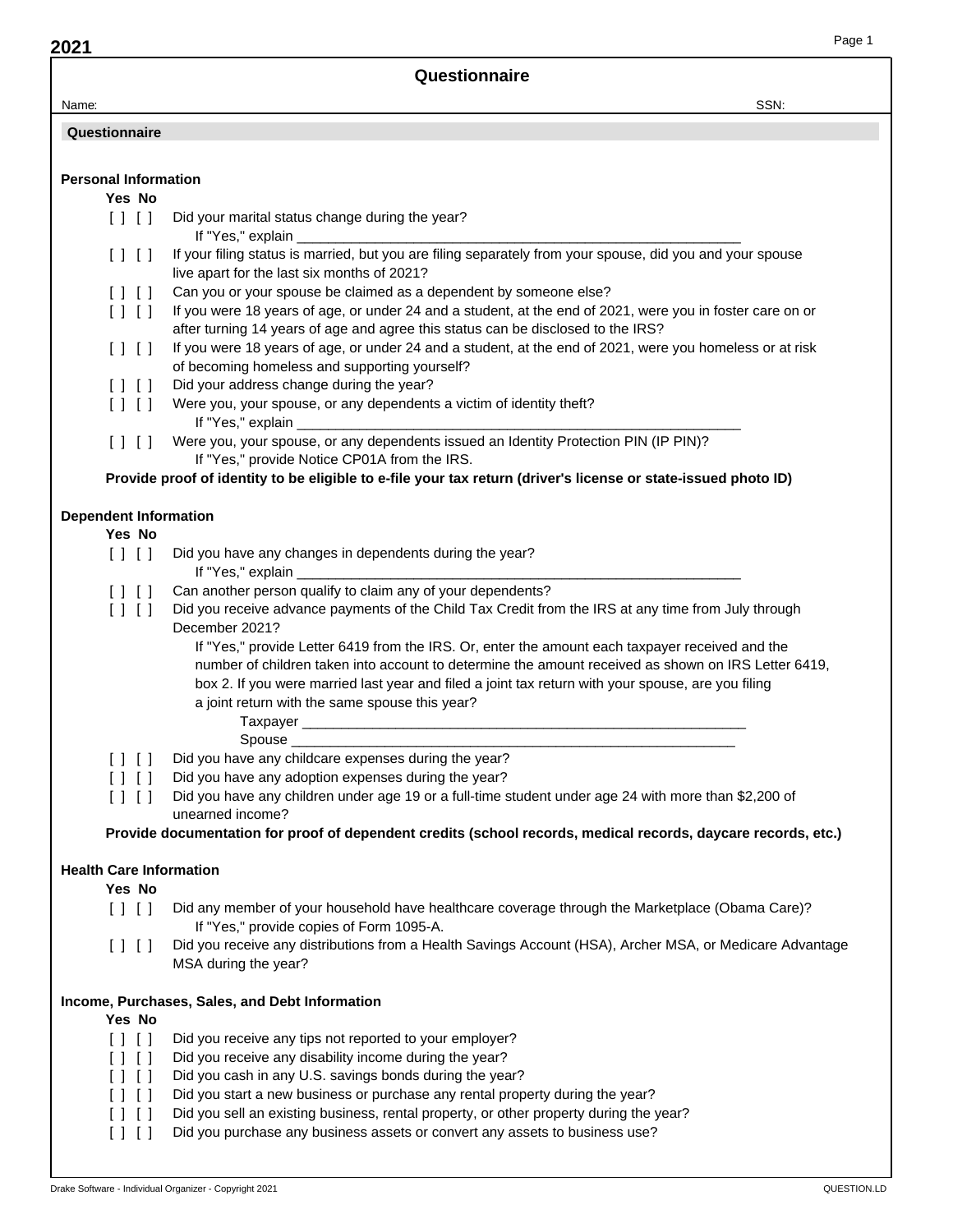**2021**

# Questionnaire

Name: SSN:

## Questionnaire

### Personal Information

**Yes No**

[ ] [ ] Did your marital status change during the year?
If "Yes," explain ____________________________________________________________

[ ] [ ] If your filing status is married, but you are filing separately from your spouse, did you and your spouse live apart for the last six months of 2021?

[ ] [ ] Can you or your spouse be claimed as a dependent by someone else?

[ ] [ ] If you were 18 years of age, or under 24 and a student, at the end of 2021, were you in foster care on or after turning 14 years of age and agree this status can be disclosed to the IRS?

[ ] [ ] If you were 18 years of age, or under 24 and a student, at the end of 2021, were you homeless or at risk of becoming homeless and supporting yourself?

[ ] [ ] Did your address change during the year?

[ ] [ ] Were you, your spouse, or any dependents a victim of identity theft?
If "Yes," explain ____________________________________________________________

[ ] [ ] Were you, your spouse, or any dependents issued an Identity Protection PIN (IP PIN)?
If "Yes," provide Notice CP01A from the IRS.

**Provide proof of identity to be eligible to e-file your tax return (driver's license or state-issued photo ID)**

### Dependent Information

**Yes No**

[ ] [ ] Did you have any changes in dependents during the year?
If "Yes," explain ____________________________________________________________

[ ] [ ] Can another person qualify to claim any of your dependents?

[ ] [ ] Did you receive advance payments of the Child Tax Credit from the IRS at any time from July through December 2021?
If "Yes," provide Letter 6419 from the IRS. Or, enter the amount each taxpayer received and the number of children taken into account to determine the amount received as shown on IRS Letter 6419, box 2. If you were married last year and filed a joint tax return with your spouse, are you filing a joint return with the same spouse this year?
Taxpayer ____________________________________________________________
Spouse ____________________________________________________________

[ ] [ ] Did you have any childcare expenses during the year?

[ ] [ ] Did you have any adoption expenses during the year?

[ ] [ ] Did you have any children under age 19 or a full-time student under age 24 with more than $2,200 of unearned income?

**Provide documentation for proof of dependent credits (school records, medical records, daycare records, etc.)**

### Health Care Information

**Yes No**

[ ] [ ] Did any member of your household have healthcare coverage through the Marketplace (Obama Care)?
If "Yes," provide copies of Form 1095-A.

[ ] [ ] Did you receive any distributions from a Health Savings Account (HSA), Archer MSA, or Medicare Advantage MSA during the year?

### Income, Purchases, Sales, and Debt Information

**Yes No**

[ ] [ ] Did you receive any tips not reported to your employer?

[ ] [ ] Did you receive any disability income during the year?

[ ] [ ] Did you cash in any U.S. savings bonds during the year?

[ ] [ ] Did you start a new business or purchase any rental property during the year?

[ ] [ ] Did you sell an existing business, rental property, or other property during the year?

[ ] [ ] Did you purchase any business assets or convert any assets to business use?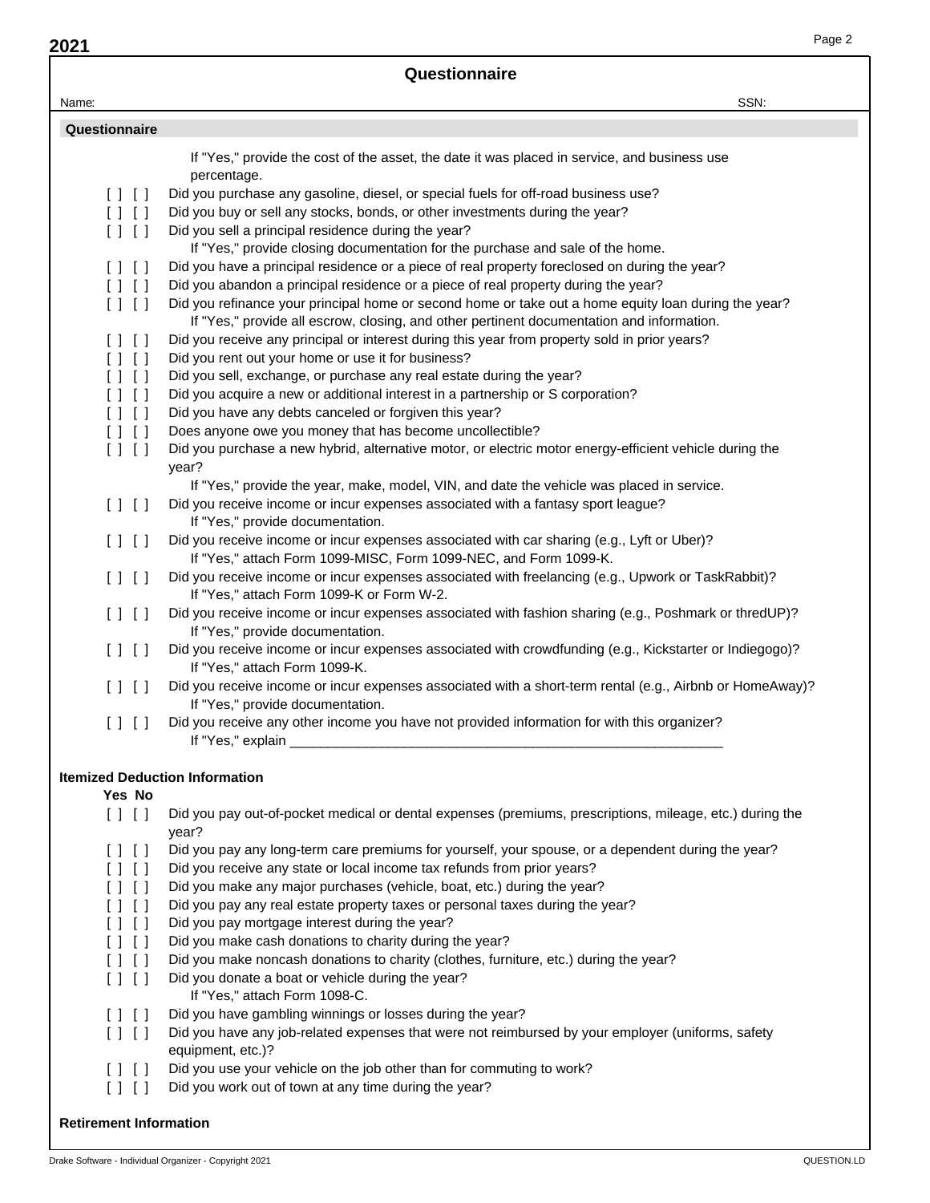# Questionnaire

Name: SSN:

## Questionnaire

If "Yes," provide the cost of the asset, the date it was placed in service, and business use percentage.

[ ] [ ] Did you purchase any gasoline, diesel, or special fuels for off-road business use?

[ ] [ ] Did you buy or sell any stocks, bonds, or other investments during the year?

[ ] [ ] Did you sell a principal residence during the year?
If "Yes," provide closing documentation for the purchase and sale of the home.

[ ] [ ] Did you have a principal residence or a piece of real property foreclosed on during the year?

[ ] [ ] Did you abandon a principal residence or a piece of real property during the year?

[ ] [ ] Did you refinance your principal home or second home or take out a home equity loan during the year?
If "Yes," provide all escrow, closing, and other pertinent documentation and information.

[ ] [ ] Did you receive any principal or interest during this year from property sold in prior years?

[ ] [ ] Did you rent out your home or use it for business?

[ ] [ ] Did you sell, exchange, or purchase any real estate during the year?

[ ] [ ] Did you acquire a new or additional interest in a partnership or S corporation?

[ ] [ ] Did you have any debts canceled or forgiven this year?

[ ] [ ] Does anyone owe you money that has become uncollectible?

[ ] [ ] Did you purchase a new hybrid, alternative motor, or electric motor energy-efficient vehicle during the year?
If "Yes," provide the year, make, model, VIN, and date the vehicle was placed in service.

[ ] [ ] Did you receive income or incur expenses associated with a fantasy sport league?
If "Yes," provide documentation.

[ ] [ ] Did you receive income or incur expenses associated with car sharing (e.g., Lyft or Uber)?
If "Yes," attach Form 1099-MISC, Form 1099-NEC, and Form 1099-K.

[ ] [ ] Did you receive income or incur expenses associated with freelancing (e.g., Upwork or TaskRabbit)?
If "Yes," attach Form 1099-K or Form W-2.

[ ] [ ] Did you receive income or incur expenses associated with fashion sharing (e.g., Poshmark or thredUP)?
If "Yes," provide documentation.

[ ] [ ] Did you receive income or incur expenses associated with crowdfunding (e.g., Kickstarter or Indiegogo)?
If "Yes," attach Form 1099-K.

[ ] [ ] Did you receive income or incur expenses associated with a short-term rental (e.g., Airbnb or HomeAway)?
If "Yes," provide documentation.

[ ] [ ] Did you receive any other income you have not provided information for with this organizer?
If "Yes," explain ___________________________________________________________

## Itemized Deduction Information

**Yes No**

[ ] [ ] Did you pay out-of-pocket medical or dental expenses (premiums, prescriptions, mileage, etc.) during the year?

[ ] [ ] Did you pay any long-term care premiums for yourself, your spouse, or a dependent during the year?

[ ] [ ] Did you receive any state or local income tax refunds from prior years?

[ ] [ ] Did you make any major purchases (vehicle, boat, etc.) during the year?

[ ] [ ] Did you pay any real estate property taxes or personal taxes during the year?

[ ] [ ] Did you pay mortgage interest during the year?

[ ] [ ] Did you make cash donations to charity during the year?

[ ] [ ] Did you make noncash donations to charity (clothes, furniture, etc.) during the year?

[ ] [ ] Did you donate a boat or vehicle during the year?
If "Yes," attach Form 1098-C.

[ ] [ ] Did you have gambling winnings or losses during the year?

[ ] [ ] Did you have any job-related expenses that were not reimbursed by your employer (uniforms, safety equipment, etc.)?

[ ] [ ] Did you use your vehicle on the job other than for commuting to work?

[ ] [ ] Did you work out of town at any time during the year?

## Retirement Information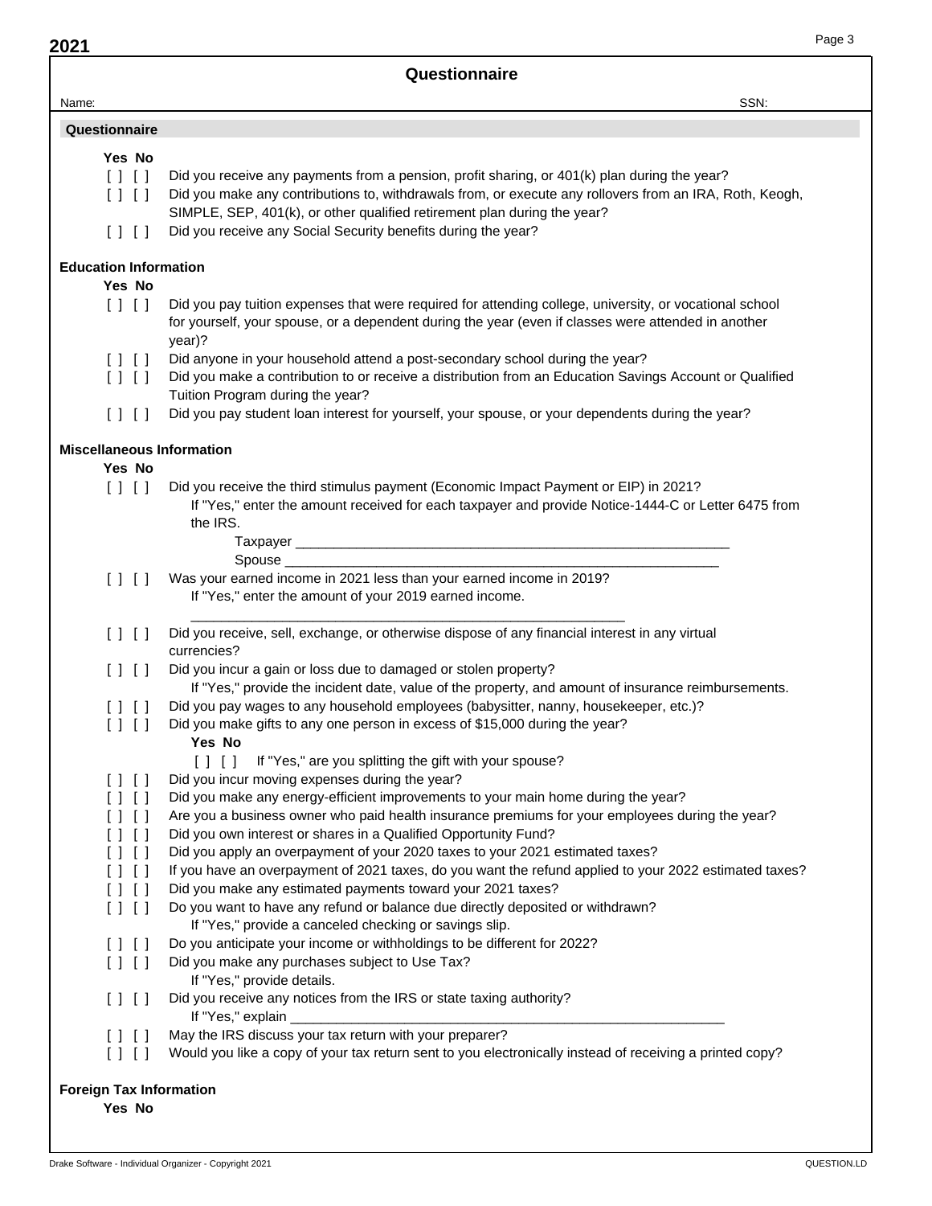# Questionnaire

Name: SSN:

## Questionnaire

**Yes No**

- [ ] [ ] Did you receive any payments from a pension, profit sharing, or 401(k) plan during the year?
- [ ] [ ] Did you make any contributions to, withdrawals from, or execute any rollovers from an IRA, Roth, Keogh, SIMPLE, SEP, 401(k), or other qualified retirement plan during the year?
- [ ] [ ] Did you receive any Social Security benefits during the year?

## Education Information

**Yes No**

- [ ] [ ] Did you pay tuition expenses that were required for attending college, university, or vocational school for yourself, your spouse, or a dependent during the year (even if classes were attended in another year)?
- [ ] [ ] Did anyone in your household attend a post-secondary school during the year?
- [ ] [ ] Did you make a contribution to or receive a distribution from an Education Savings Account or Qualified Tuition Program during the year?
- [ ] [ ] Did you pay student loan interest for yourself, your spouse, or your dependents during the year?

## Miscellaneous Information

**Yes No**

- [ ] [ ] Did you receive the third stimulus payment (Economic Impact Payment or EIP) in 2021?
  If "Yes," enter the amount received for each taxpayer and provide Notice-1444-C or Letter 6475 from the IRS.
  Taxpayer ____________________________________________________________
  Spouse ____________________________________________________________
- [ ] [ ] Was your earned income in 2021 less than your earned income in 2019?
  If "Yes," enter the amount of your 2019 earned income.
  ____________________________________________________________
- [ ] [ ] Did you receive, sell, exchange, or otherwise dispose of any financial interest in any virtual currencies?
- [ ] [ ] Did you incur a gain or loss due to damaged or stolen property?
  If "Yes," provide the incident date, value of the property, and amount of insurance reimbursements.
- [ ] [ ] Did you pay wages to any household employees (babysitter, nanny, housekeeper, etc.)?
- [ ] [ ] Did you make gifts to any one person in excess of $15,000 during the year?
  **Yes No**
  [ ] [ ] If "Yes," are you splitting the gift with your spouse?
- [ ] [ ] Did you incur moving expenses during the year?
- [ ] [ ] Did you make any energy-efficient improvements to your main home during the year?
- [ ] [ ] Are you a business owner who paid health insurance premiums for your employees during the year?
- [ ] [ ] Did you own interest or shares in a Qualified Opportunity Fund?
- [ ] [ ] Did you apply an overpayment of your 2020 taxes to your 2021 estimated taxes?
- [ ] [ ] If you have an overpayment of 2021 taxes, do you want the refund applied to your 2022 estimated taxes?
- [ ] [ ] Did you make any estimated payments toward your 2021 taxes?
- [ ] [ ] Do you want to have any refund or balance due directly deposited or withdrawn?
  If "Yes," provide a canceled checking or savings slip.
- [ ] [ ] Do you anticipate your income or withholdings to be different for 2022?
- [ ] [ ] Did you make any purchases subject to Use Tax?
  If "Yes," provide details.
- [ ] [ ] Did you receive any notices from the IRS or state taxing authority?
  If "Yes," explain ____________________________________________________________
- [ ] [ ] May the IRS discuss your tax return with your preparer?
- [ ] [ ] Would you like a copy of your tax return sent to you electronically instead of receiving a printed copy?

## Foreign Tax Information

**Yes No**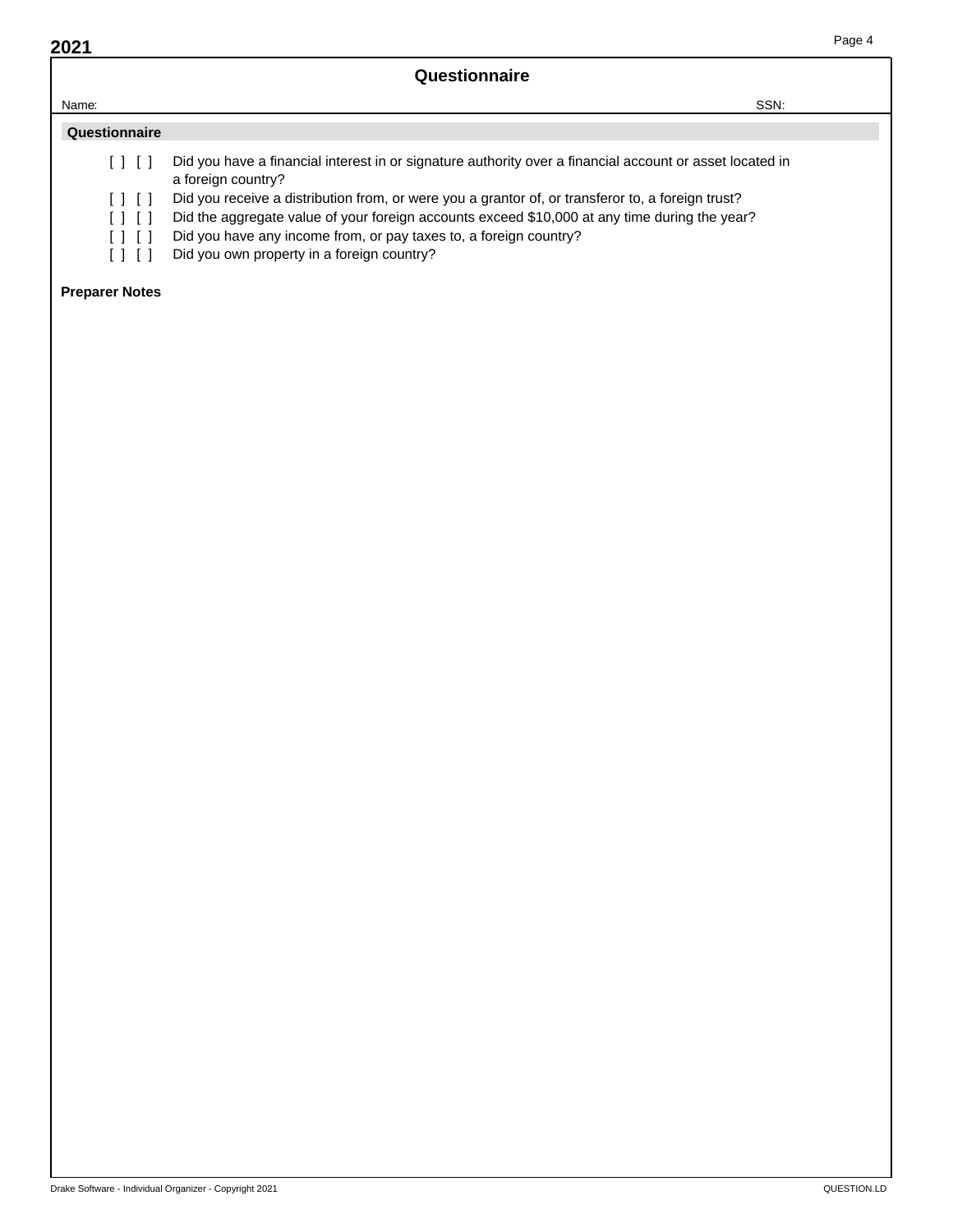# Questionnaire

Name: SSN:

## Questionnaire

[ ] [ ] Did you have a financial interest in or signature authority over a financial account or asset located in a foreign country?

[ ] [ ] Did you receive a distribution from, or were you a grantor of, or transferor to, a foreign trust?

[ ] [ ] Did the aggregate value of your foreign accounts exceed $10,000 at any time during the year?

[ ] [ ] Did you have any income from, or pay taxes to, a foreign country?

[ ] [ ] Did you own property in a foreign country?

**Preparer Notes**